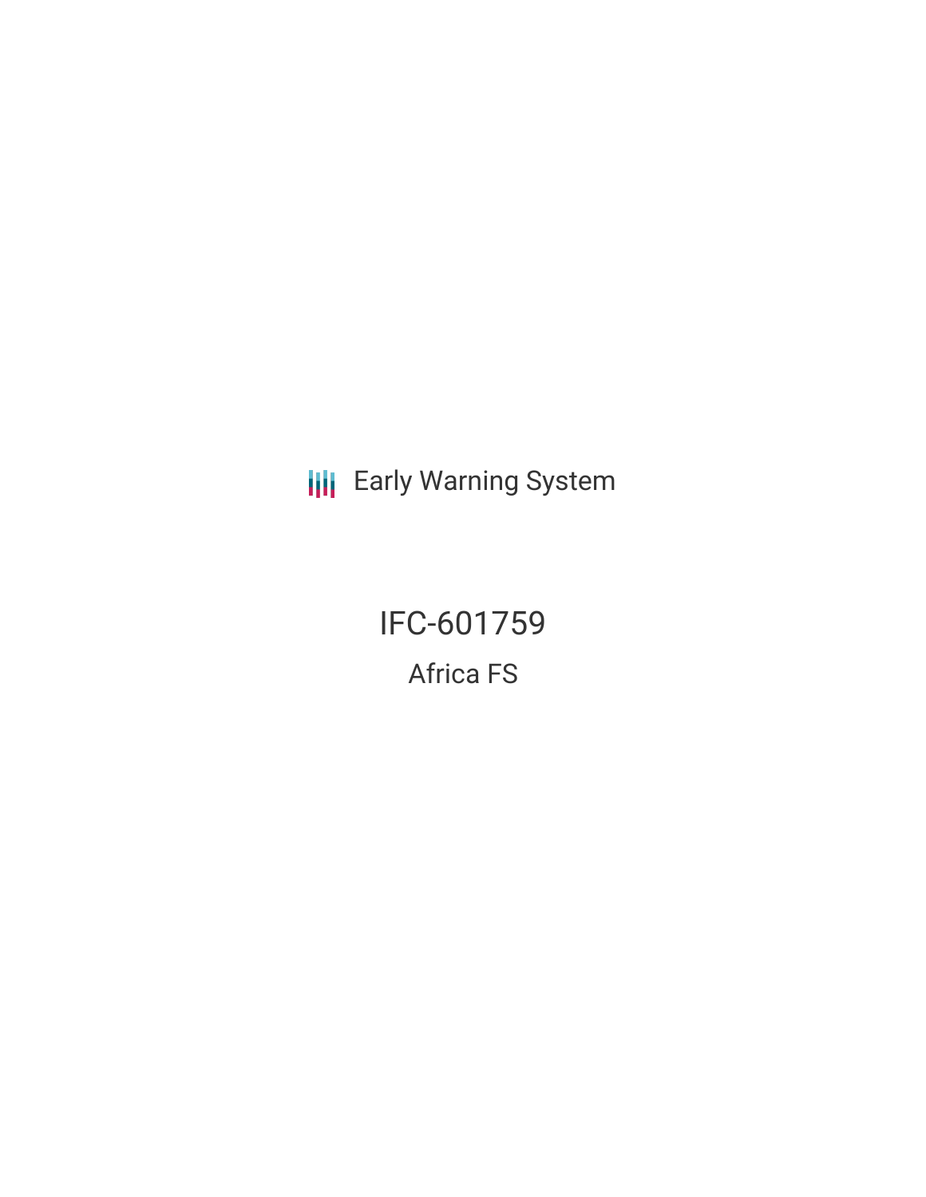Early Warning System

# IFC-601759

## Africa FS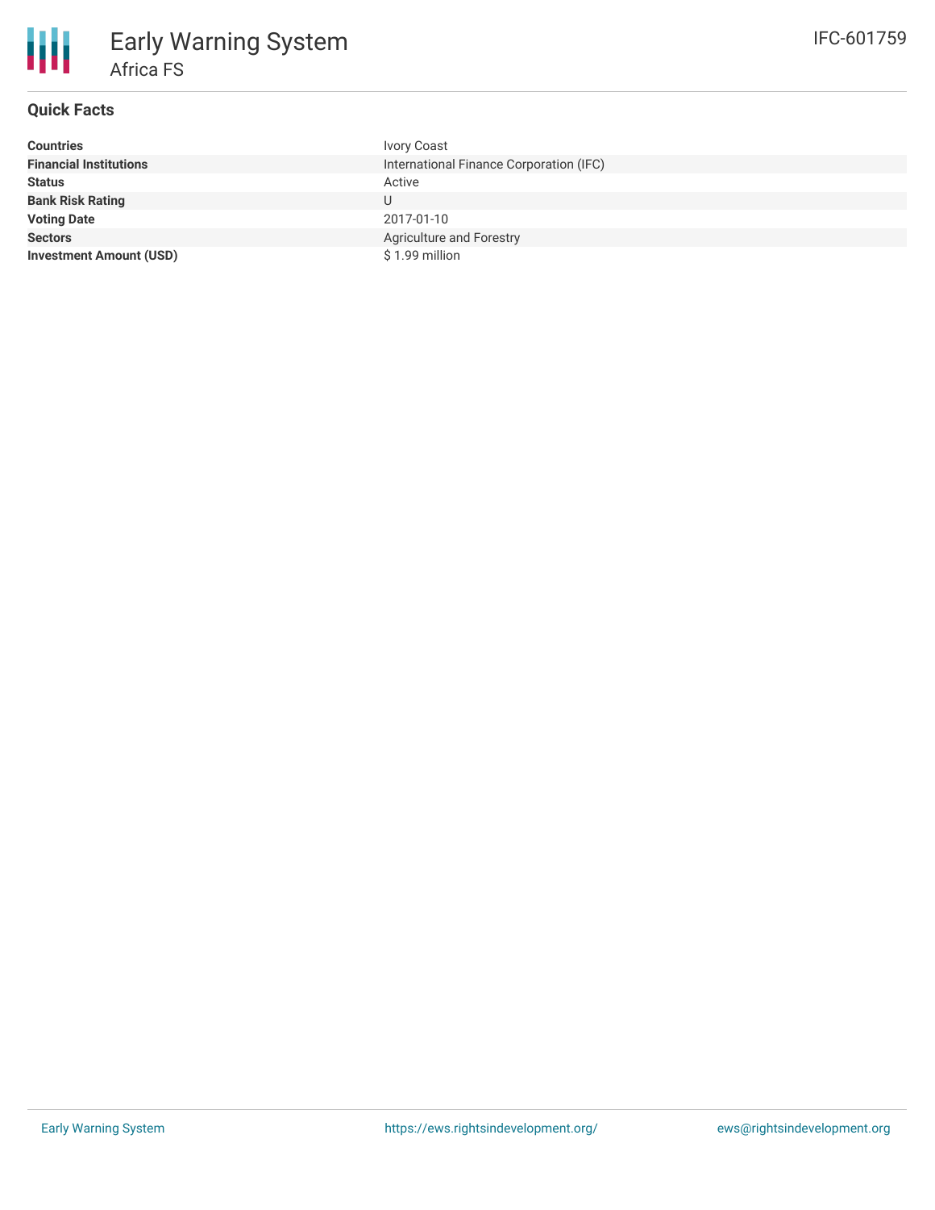# Early Warning System

## Africa FS

IFC-601759

### Quick Facts

| | |
|---|---|
| **Countries** | Ivory Coast |
| **Financial Institutions** | International Finance Corporation (IFC) |
| **Status** | Active |
| **Bank Risk Rating** | U |
| **Voting Date** | 2017-01-10 |
| **Sectors** | Agriculture and Forestry |
| **Investment Amount (USD)** | $ 1.99 million |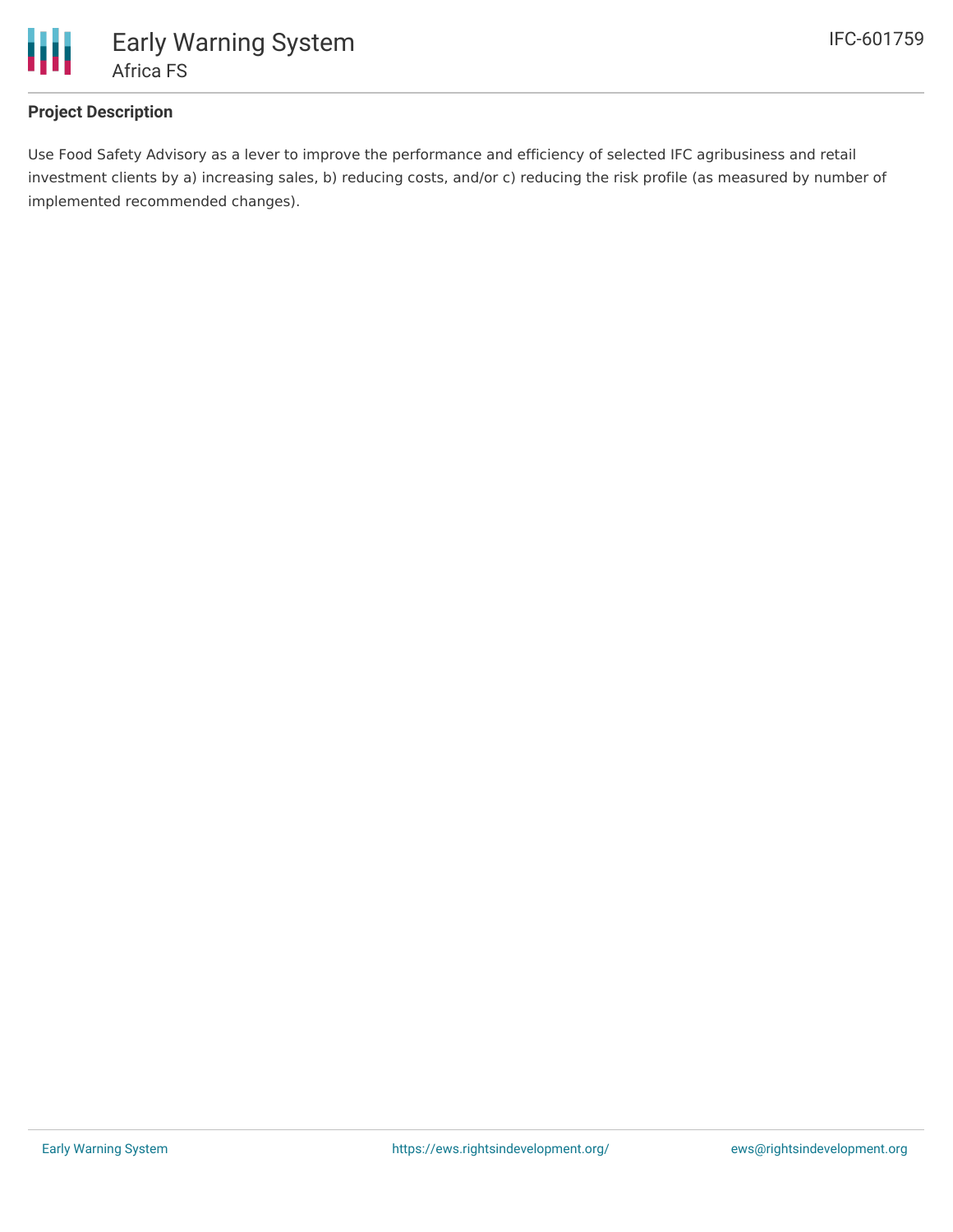## Project Description

Use Food Safety Advisory as a lever to improve the performance and efficiency of selected IFC agribusiness and retail investment clients by a) increasing sales, b) reducing costs, and/or c) reducing the risk profile (as measured by number of implemented recommended changes).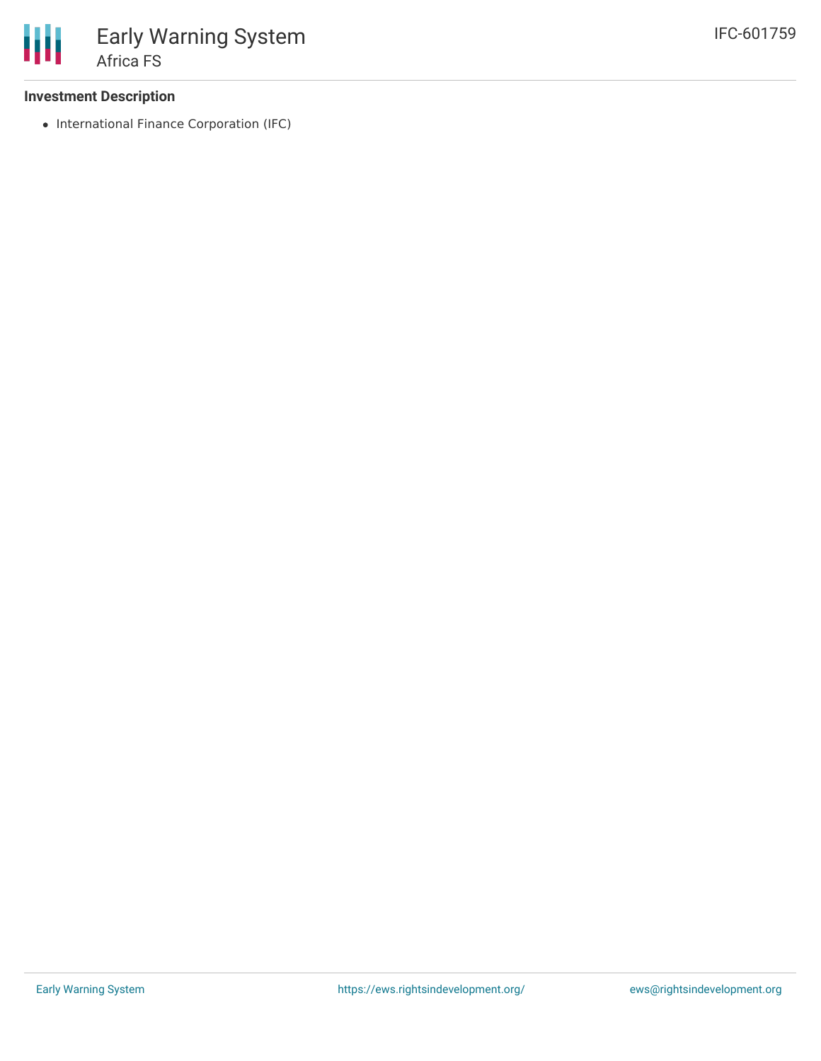### Investment Description

- International Finance Corporation (IFC)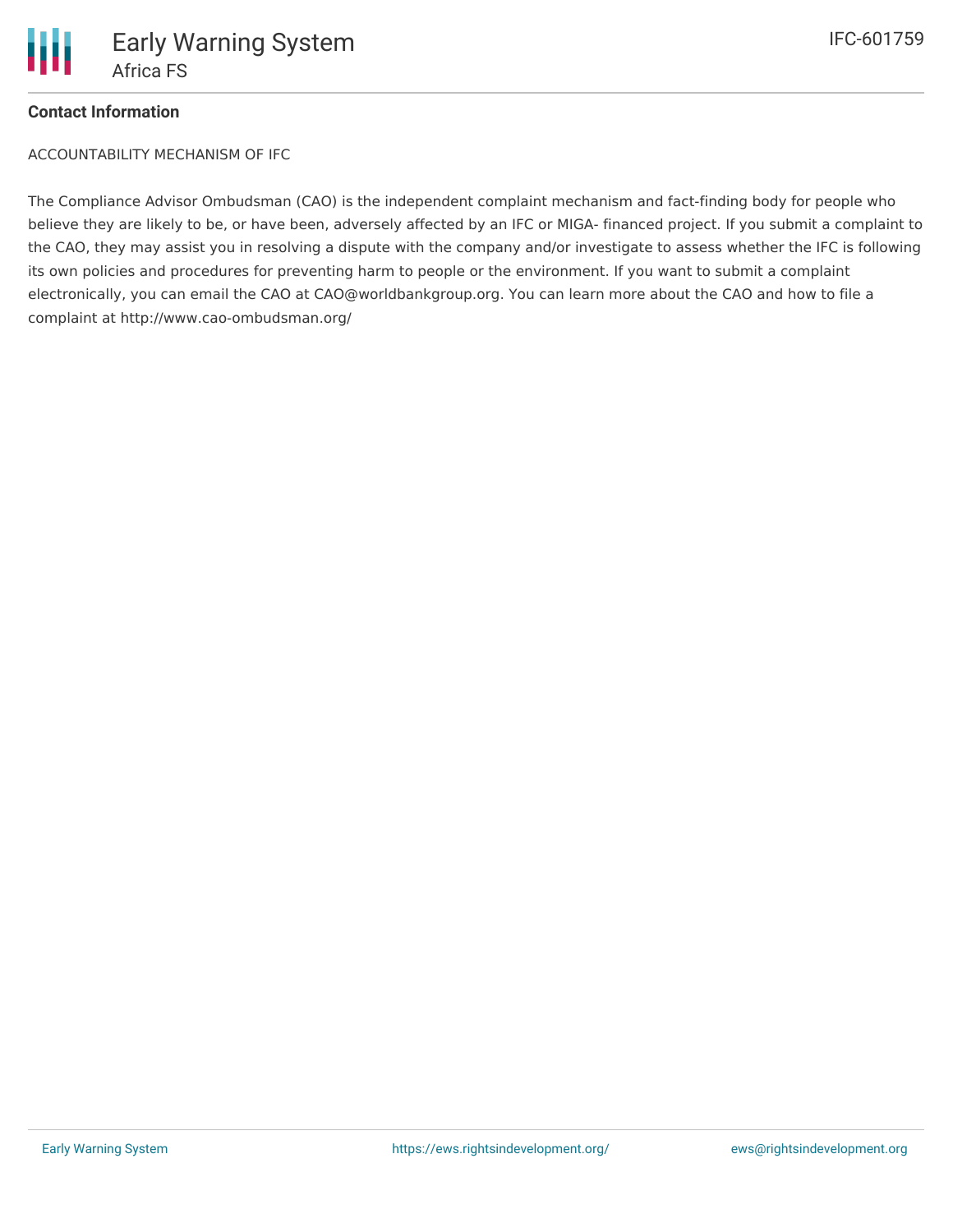**Contact Information**

ACCOUNTABILITY MECHANISM OF IFC

The Compliance Advisor Ombudsman (CAO) is the independent complaint mechanism and fact-finding body for people who believe they are likely to be, or have been, adversely affected by an IFC or MIGA- financed project. If you submit a complaint to the CAO, they may assist you in resolving a dispute with the company and/or investigate to assess whether the IFC is following its own policies and procedures for preventing harm to people or the environment. If you want to submit a complaint electronically, you can email the CAO at CAO@worldbankgroup.org. You can learn more about the CAO and how to file a complaint at http://www.cao-ombudsman.org/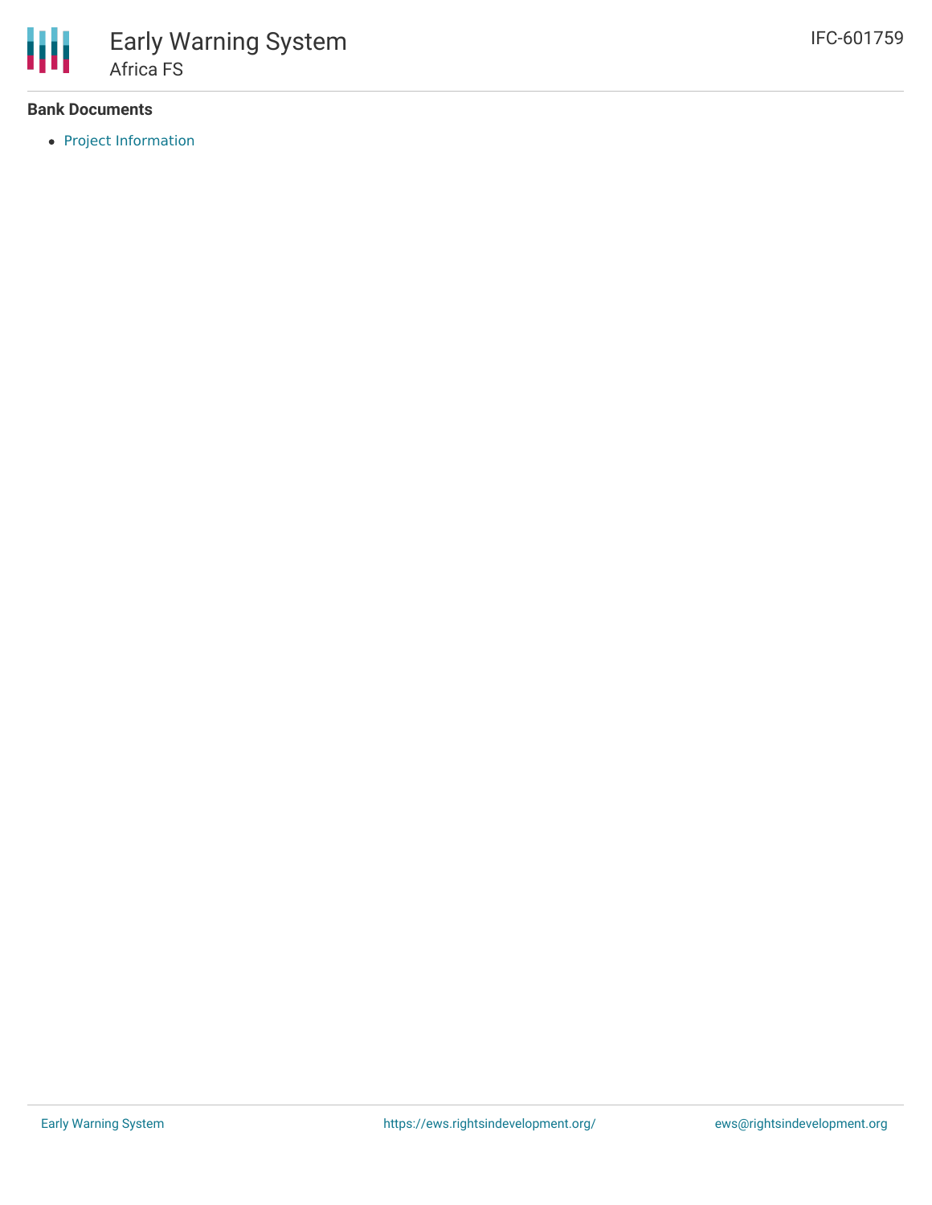### Bank Documents

- Project Information